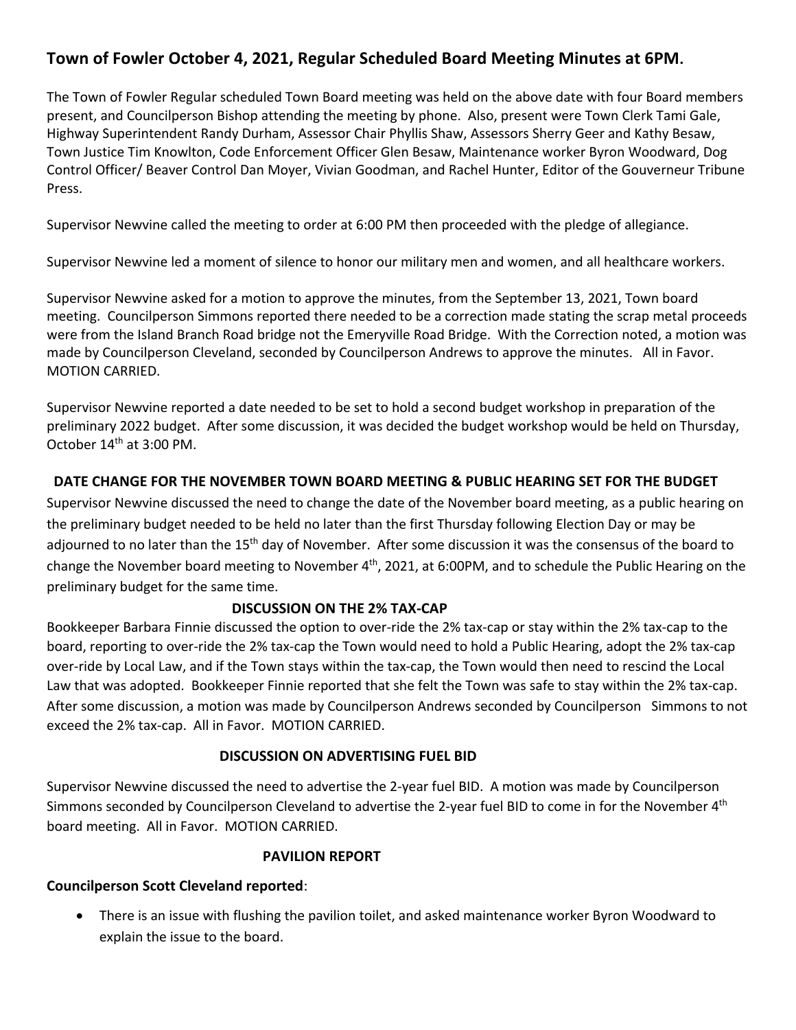# Town of Fowler October 4, 2021, Regular Scheduled Board Meeting Minutes at 6PM.

The Town of Fowler Regular scheduled Town Board meeting was held on the above date with four Board members present, and Councilperson Bishop attending the meeting by phone. Also, present were Town Clerk Tami Gale, Highway Superintendent Randy Durham, Assessor Chair Phyllis Shaw, Assessors Sherry Geer and Kathy Besaw, Town Justice Tim Knowlton, Code Enforcement Officer Glen Besaw, Maintenance worker Byron Woodward, Dog Control Officer/ Beaver Control Dan Moyer, Vivian Goodman, and Rachel Hunter, Editor of the Gouverneur Tribune Press.

Supervisor Newvine called the meeting to order at 6:00 PM then proceeded with the pledge of allegiance.

Supervisor Newvine led a moment of silence to honor our military men and women, and all healthcare workers.

Supervisor Newvine asked for a motion to approve the minutes, from the September 13, 2021, Town board meeting. Councilperson Simmons reported there needed to be a correction made stating the scrap metal proceeds were from the Island Branch Road bridge not the Emeryville Road Bridge. With the Correction noted, a motion was made by Councilperson Cleveland, seconded by Councilperson Andrews to approve the minutes. All in Favor. MOTION CARRIED.

Supervisor Newvine reported a date needed to be set to hold a second budget workshop in preparation of the preliminary 2022 budget. After some discussion, it was decided the budget workshop would be held on Thursday, October 14th at 3:00 PM.

## DATE CHANGE FOR THE NOVEMBER TOWN BOARD MEETING & PUBLIC HEARING SET FOR THE BUDGET

Supervisor Newvine discussed the need to change the date of the November board meeting, as a public hearing on the preliminary budget needed to be held no later than the first Thursday following Election Day or may be adjourned to no later than the 15th day of November. After some discussion it was the consensus of the board to change the November board meeting to November 4th, 2021, at 6:00PM, and to schedule the Public Hearing on the preliminary budget for the same time.

## DISCUSSION ON THE 2% TAX-CAP

Bookkeeper Barbara Finnie discussed the option to over-ride the 2% tax-cap or stay within the 2% tax-cap to the board, reporting to over-ride the 2% tax-cap the Town would need to hold a Public Hearing, adopt the 2% tax-cap over-ride by Local Law, and if the Town stays within the tax-cap, the Town would then need to rescind the Local Law that was adopted. Bookkeeper Finnie reported that she felt the Town was safe to stay within the 2% tax-cap. After some discussion, a motion was made by Councilperson Andrews seconded by Councilperson Simmons to not exceed the 2% tax-cap. All in Favor. MOTION CARRIED.

## DISCUSSION ON ADVERTISING FUEL BID

Supervisor Newvine discussed the need to advertise the 2-year fuel BID. A motion was made by Councilperson Simmons seconded by Councilperson Cleveland to advertise the 2-year fuel BID to come in for the November 4th board meeting. All in Favor. MOTION CARRIED.

## PAVILION REPORT

**Councilperson Scott Cleveland reported**:

- There is an issue with flushing the pavilion toilet, and asked maintenance worker Byron Woodward to explain the issue to the board.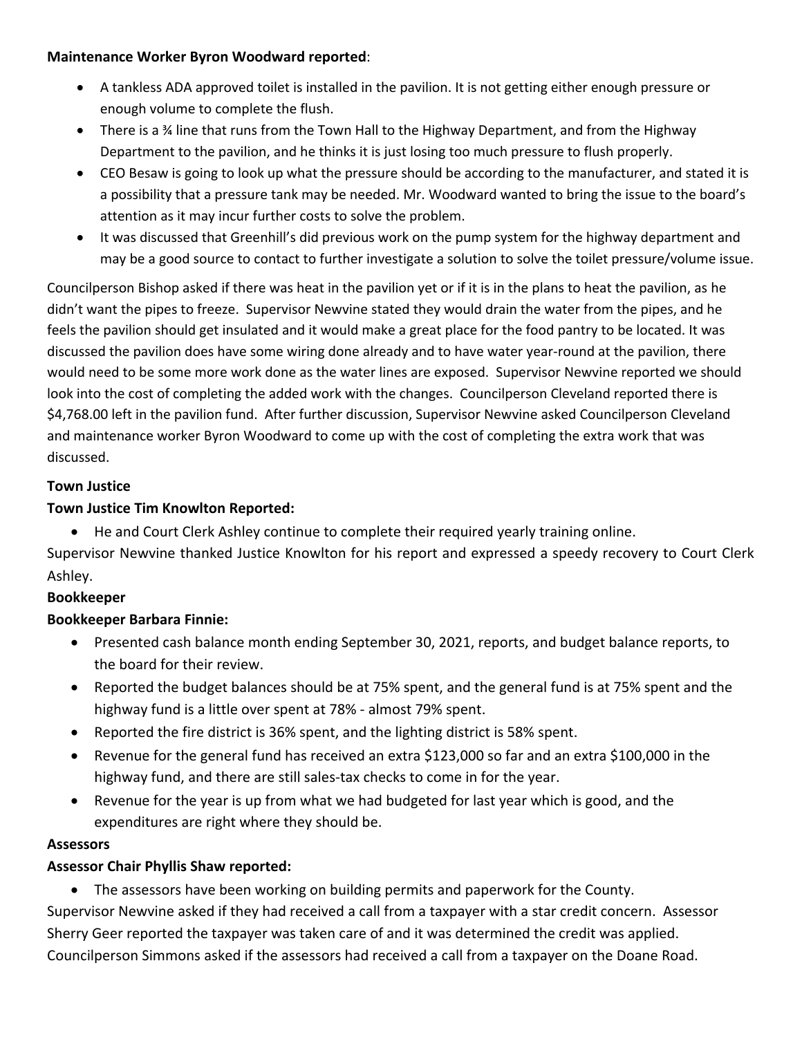**Maintenance Worker Byron Woodward reported**:

- A tankless ADA approved toilet is installed in the pavilion. It is not getting either enough pressure or enough volume to complete the flush.
- There is a ¾ line that runs from the Town Hall to the Highway Department, and from the Highway Department to the pavilion, and he thinks it is just losing too much pressure to flush properly.
- CEO Besaw is going to look up what the pressure should be according to the manufacturer, and stated it is a possibility that a pressure tank may be needed. Mr. Woodward wanted to bring the issue to the board's attention as it may incur further costs to solve the problem.
- It was discussed that Greenhill's did previous work on the pump system for the highway department and may be a good source to contact to further investigate a solution to solve the toilet pressure/volume issue.

Councilperson Bishop asked if there was heat in the pavilion yet or if it is in the plans to heat the pavilion, as he didn't want the pipes to freeze. Supervisor Newvine stated they would drain the water from the pipes, and he feels the pavilion should get insulated and it would make a great place for the food pantry to be located. It was discussed the pavilion does have some wiring done already and to have water year-round at the pavilion, there would need to be some more work done as the water lines are exposed. Supervisor Newvine reported we should look into the cost of completing the added work with the changes. Councilperson Cleveland reported there is $4,768.00 left in the pavilion fund. After further discussion, Supervisor Newvine asked Councilperson Cleveland and maintenance worker Byron Woodward to come up with the cost of completing the extra work that was discussed.

**Town Justice**

**Town Justice Tim Knowlton Reported:**

- He and Court Clerk Ashley continue to complete their required yearly training online.

Supervisor Newvine thanked Justice Knowlton for his report and expressed a speedy recovery to Court Clerk Ashley.

**Bookkeeper**

**Bookkeeper Barbara Finnie:**

- Presented cash balance month ending September 30, 2021, reports, and budget balance reports, to the board for their review.
- Reported the budget balances should be at 75% spent, and the general fund is at 75% spent and the highway fund is a little over spent at 78% - almost 79% spent.
- Reported the fire district is 36% spent, and the lighting district is 58% spent.
- Revenue for the general fund has received an extra $123,000 so far and an extra $100,000 in the highway fund, and there are still sales-tax checks to come in for the year.
- Revenue for the year is up from what we had budgeted for last year which is good, and the expenditures are right where they should be.

**Assessors**

**Assessor Chair Phyllis Shaw reported:**

- The assessors have been working on building permits and paperwork for the County.

Supervisor Newvine asked if they had received a call from a taxpayer with a star credit concern. Assessor Sherry Geer reported the taxpayer was taken care of and it was determined the credit was applied. Councilperson Simmons asked if the assessors had received a call from a taxpayer on the Doane Road.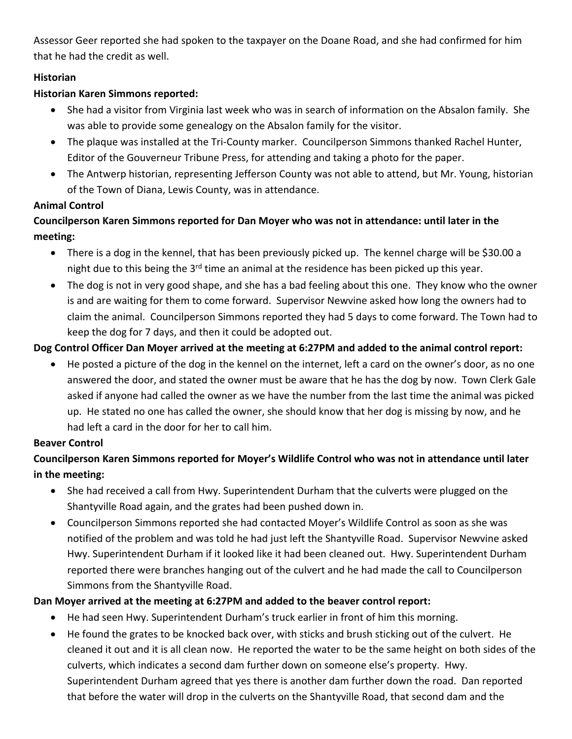Assessor Geer reported she had spoken to the taxpayer on the Doane Road, and she had confirmed for him that he had the credit as well.

**Historian**

**Historian Karen Simmons reported:**

- She had a visitor from Virginia last week who was in search of information on the Absalon family. She was able to provide some genealogy on the Absalon family for the visitor.
- The plaque was installed at the Tri-County marker. Councilperson Simmons thanked Rachel Hunter, Editor of the Gouverneur Tribune Press, for attending and taking a photo for the paper.
- The Antwerp historian, representing Jefferson County was not able to attend, but Mr. Young, historian of the Town of Diana, Lewis County, was in attendance.

**Animal Control**

**Councilperson Karen Simmons reported for Dan Moyer who was not in attendance: until later in the meeting:**

- There is a dog in the kennel, that has been previously picked up. The kennel charge will be $30.00 a night due to this being the 3rd time an animal at the residence has been picked up this year.
- The dog is not in very good shape, and she has a bad feeling about this one. They know who the owner is and are waiting for them to come forward. Supervisor Newvine asked how long the owners had to claim the animal. Councilperson Simmons reported they had 5 days to come forward. The Town had to keep the dog for 7 days, and then it could be adopted out.

**Dog Control Officer Dan Moyer arrived at the meeting at 6:27PM and added to the animal control report:**

- He posted a picture of the dog in the kennel on the internet, left a card on the owner's door, as no one answered the door, and stated the owner must be aware that he has the dog by now. Town Clerk Gale asked if anyone had called the owner as we have the number from the last time the animal was picked up. He stated no one has called the owner, she should know that her dog is missing by now, and he had left a card in the door for her to call him.

**Beaver Control**

**Councilperson Karen Simmons reported for Moyer's Wildlife Control who was not in attendance until later in the meeting:**

- She had received a call from Hwy. Superintendent Durham that the culverts were plugged on the Shantyville Road again, and the grates had been pushed down in.
- Councilperson Simmons reported she had contacted Moyer's Wildlife Control as soon as she was notified of the problem and was told he had just left the Shantyville Road. Supervisor Newvine asked Hwy. Superintendent Durham if it looked like it had been cleaned out. Hwy. Superintendent Durham reported there were branches hanging out of the culvert and he had made the call to Councilperson Simmons from the Shantyville Road.

**Dan Moyer arrived at the meeting at 6:27PM and added to the beaver control report:**

- He had seen Hwy. Superintendent Durham's truck earlier in front of him this morning.
- He found the grates to be knocked back over, with sticks and brush sticking out of the culvert. He cleaned it out and it is all clean now. He reported the water to be the same height on both sides of the culverts, which indicates a second dam further down on someone else's property. Hwy. Superintendent Durham agreed that yes there is another dam further down the road. Dan reported that before the water will drop in the culverts on the Shantyville Road, that second dam and the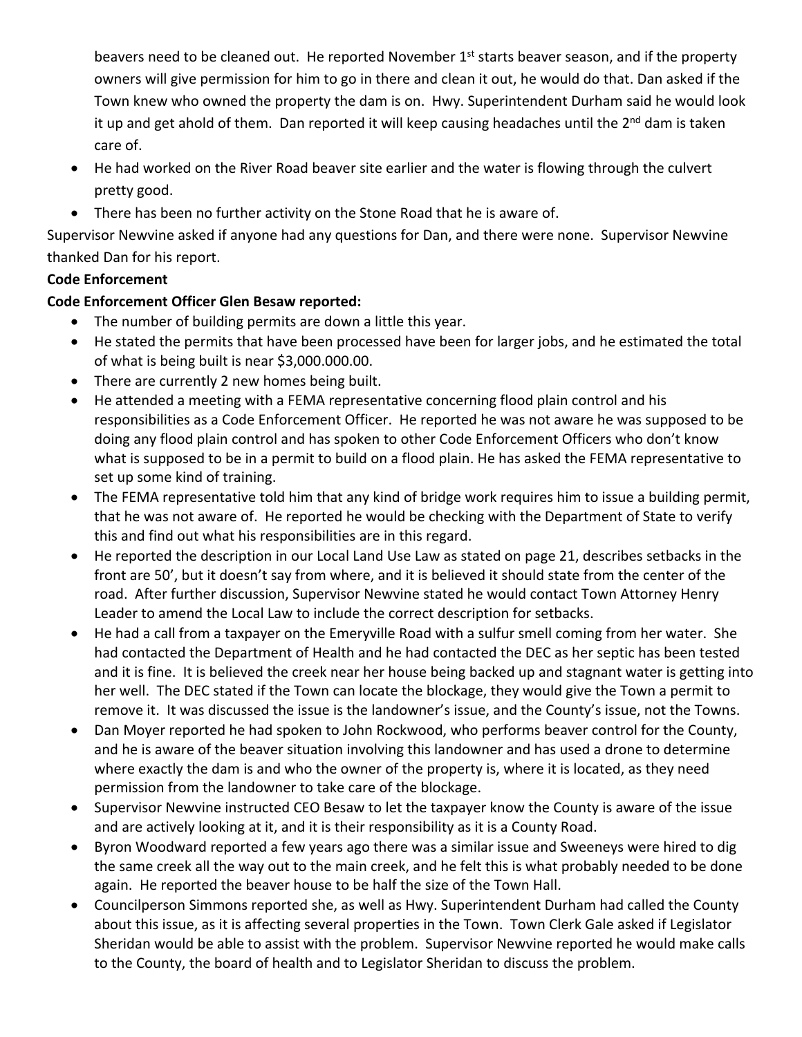beavers need to be cleaned out. He reported November 1st starts beaver season, and if the property owners will give permission for him to go in there and clean it out, he would do that. Dan asked if the Town knew who owned the property the dam is on. Hwy. Superintendent Durham said he would look it up and get ahold of them. Dan reported it will keep causing headaches until the 2nd dam is taken care of.

- He had worked on the River Road beaver site earlier and the water is flowing through the culvert pretty good.
- There has been no further activity on the Stone Road that he is aware of.

Supervisor Newvine asked if anyone had any questions for Dan, and there were none. Supervisor Newvine thanked Dan for his report.

**Code Enforcement**

**Code Enforcement Officer Glen Besaw reported:**

- The number of building permits are down a little this year.
- He stated the permits that have been processed have been for larger jobs, and he estimated the total of what is being built is near $3,000.000.00.
- There are currently 2 new homes being built.
- He attended a meeting with a FEMA representative concerning flood plain control and his responsibilities as a Code Enforcement Officer. He reported he was not aware he was supposed to be doing any flood plain control and has spoken to other Code Enforcement Officers who don't know what is supposed to be in a permit to build on a flood plain. He has asked the FEMA representative to set up some kind of training.
- The FEMA representative told him that any kind of bridge work requires him to issue a building permit, that he was not aware of. He reported he would be checking with the Department of State to verify this and find out what his responsibilities are in this regard.
- He reported the description in our Local Land Use Law as stated on page 21, describes setbacks in the front are 50', but it doesn't say from where, and it is believed it should state from the center of the road. After further discussion, Supervisor Newvine stated he would contact Town Attorney Henry Leader to amend the Local Law to include the correct description for setbacks.
- He had a call from a taxpayer on the Emeryville Road with a sulfur smell coming from her water. She had contacted the Department of Health and he had contacted the DEC as her septic has been tested and it is fine. It is believed the creek near her house being backed up and stagnant water is getting into her well. The DEC stated if the Town can locate the blockage, they would give the Town a permit to remove it. It was discussed the issue is the landowner's issue, and the County's issue, not the Towns.
- Dan Moyer reported he had spoken to John Rockwood, who performs beaver control for the County, and he is aware of the beaver situation involving this landowner and has used a drone to determine where exactly the dam is and who the owner of the property is, where it is located, as they need permission from the landowner to take care of the blockage.
- Supervisor Newvine instructed CEO Besaw to let the taxpayer know the County is aware of the issue and are actively looking at it, and it is their responsibility as it is a County Road.
- Byron Woodward reported a few years ago there was a similar issue and Sweeneys were hired to dig the same creek all the way out to the main creek, and he felt this is what probably needed to be done again. He reported the beaver house to be half the size of the Town Hall.
- Councilperson Simmons reported she, as well as Hwy. Superintendent Durham had called the County about this issue, as it is affecting several properties in the Town. Town Clerk Gale asked if Legislator Sheridan would be able to assist with the problem. Supervisor Newvine reported he would make calls to the County, the board of health and to Legislator Sheridan to discuss the problem.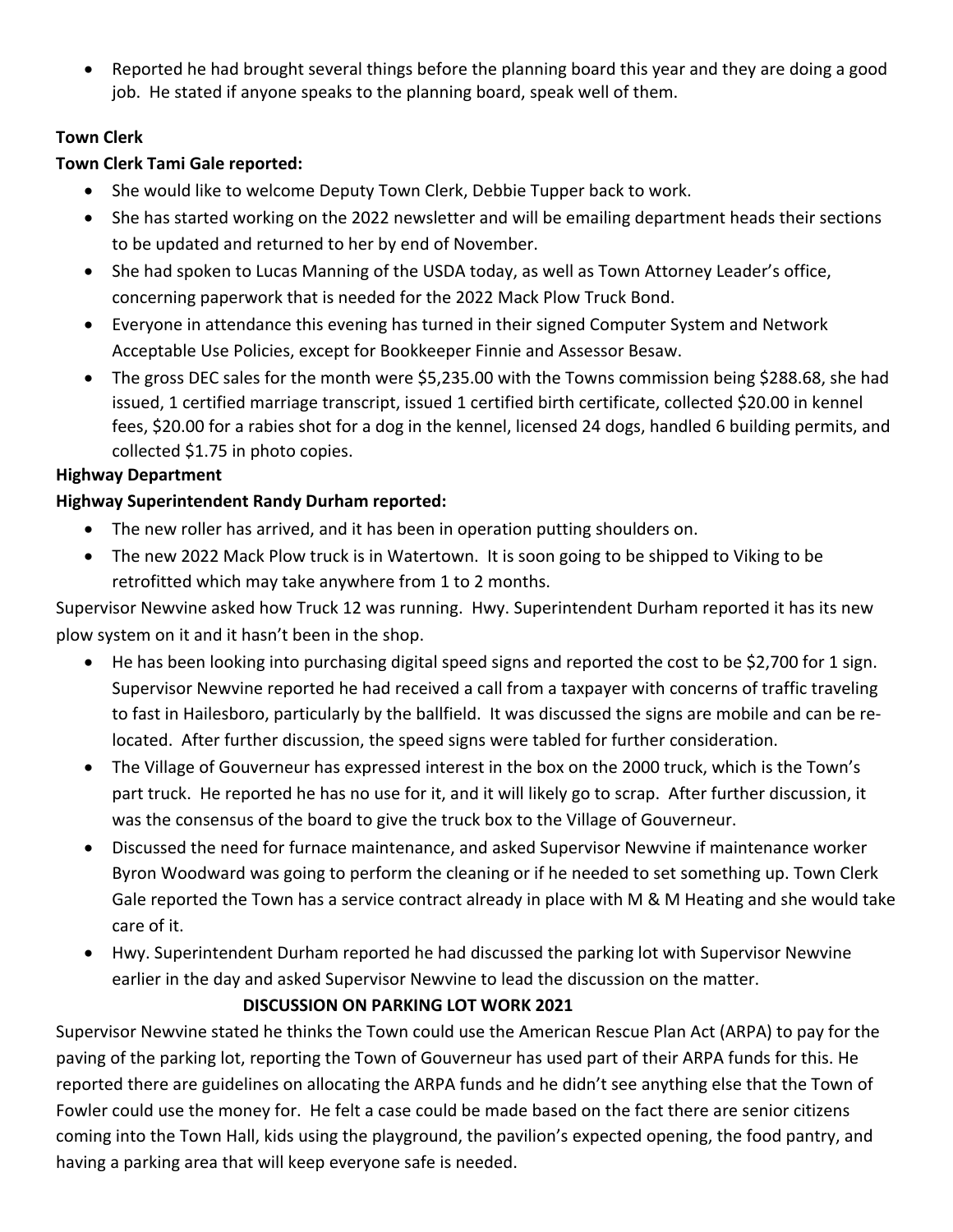- Reported he had brought several things before the planning board this year and they are doing a good job. He stated if anyone speaks to the planning board, speak well of them.

**Town Clerk**

**Town Clerk Tami Gale reported:**

- She would like to welcome Deputy Town Clerk, Debbie Tupper back to work.
- She has started working on the 2022 newsletter and will be emailing department heads their sections to be updated and returned to her by end of November.
- She had spoken to Lucas Manning of the USDA today, as well as Town Attorney Leader's office, concerning paperwork that is needed for the 2022 Mack Plow Truck Bond.
- Everyone in attendance this evening has turned in their signed Computer System and Network Acceptable Use Policies, except for Bookkeeper Finnie and Assessor Besaw.
- The gross DEC sales for the month were $5,235.00 with the Towns commission being $288.68, she had issued, 1 certified marriage transcript, issued 1 certified birth certificate, collected $20.00 in kennel fees, $20.00 for a rabies shot for a dog in the kennel, licensed 24 dogs, handled 6 building permits, and collected $1.75 in photo copies.

**Highway Department**

**Highway Superintendent Randy Durham reported:**

- The new roller has arrived, and it has been in operation putting shoulders on.
- The new 2022 Mack Plow truck is in Watertown. It is soon going to be shipped to Viking to be retrofitted which may take anywhere from 1 to 2 months.

Supervisor Newvine asked how Truck 12 was running. Hwy. Superintendent Durham reported it has its new plow system on it and it hasn't been in the shop.

- He has been looking into purchasing digital speed signs and reported the cost to be $2,700 for 1 sign. Supervisor Newvine reported he had received a call from a taxpayer with concerns of traffic traveling to fast in Hailesboro, particularly by the ballfield. It was discussed the signs are mobile and can be re-located. After further discussion, the speed signs were tabled for further consideration.
- The Village of Gouverneur has expressed interest in the box on the 2000 truck, which is the Town's part truck. He reported he has no use for it, and it will likely go to scrap. After further discussion, it was the consensus of the board to give the truck box to the Village of Gouverneur.
- Discussed the need for furnace maintenance, and asked Supervisor Newvine if maintenance worker Byron Woodward was going to perform the cleaning or if he needed to set something up. Town Clerk Gale reported the Town has a service contract already in place with M & M Heating and she would take care of it.
- Hwy. Superintendent Durham reported he had discussed the parking lot with Supervisor Newvine earlier in the day and asked Supervisor Newvine to lead the discussion on the matter.

**DISCUSSION ON PARKING LOT WORK 2021**

Supervisor Newvine stated he thinks the Town could use the American Rescue Plan Act (ARPA) to pay for the paving of the parking lot, reporting the Town of Gouverneur has used part of their ARPA funds for this. He reported there are guidelines on allocating the ARPA funds and he didn't see anything else that the Town of Fowler could use the money for. He felt a case could be made based on the fact there are senior citizens coming into the Town Hall, kids using the playground, the pavilion's expected opening, the food pantry, and having a parking area that will keep everyone safe is needed.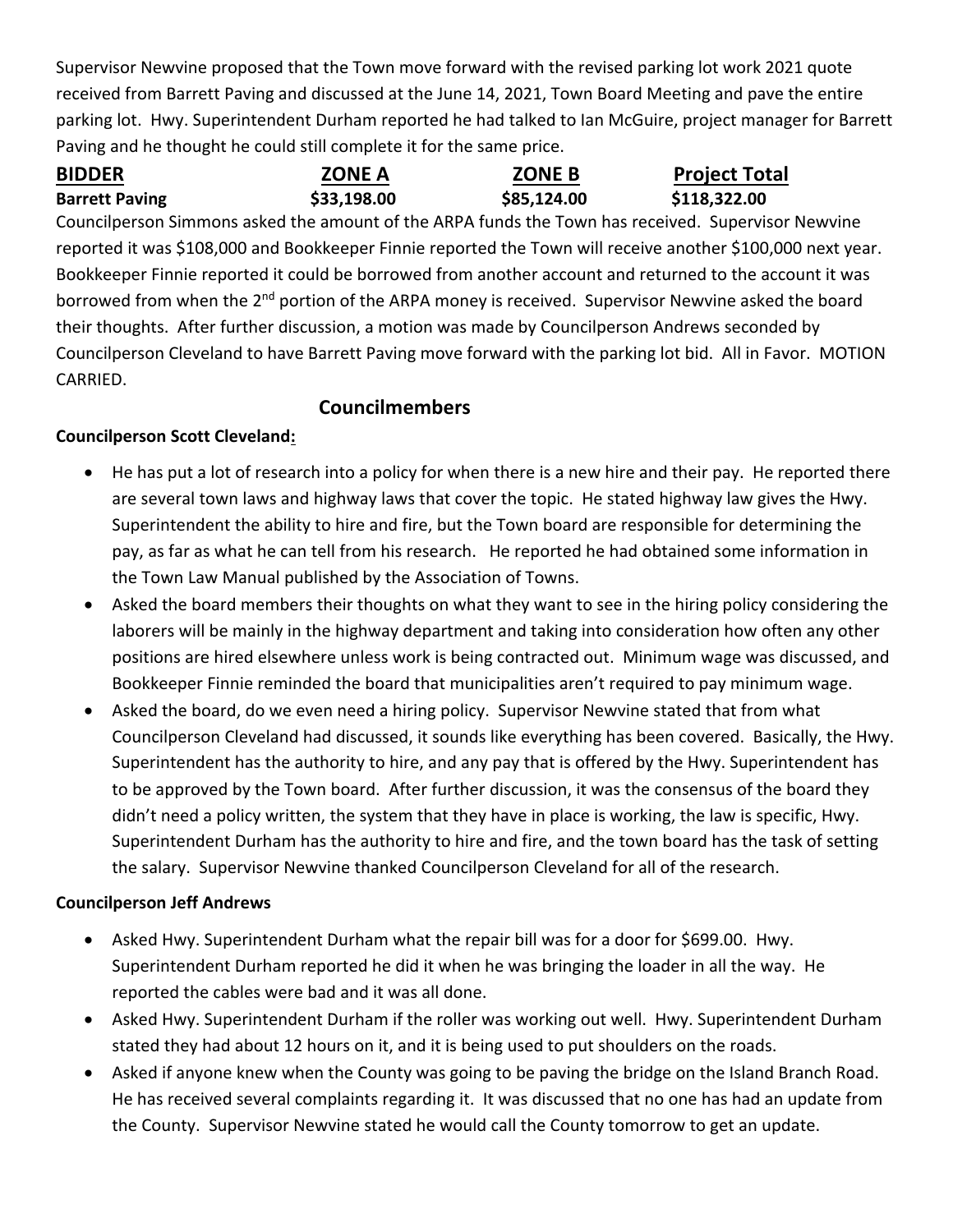Supervisor Newvine proposed that the Town move forward with the revised parking lot work 2021 quote received from Barrett Paving and discussed at the June 14, 2021, Town Board Meeting and pave the entire parking lot. Hwy. Superintendent Durham reported he had talked to Ian McGuire, project manager for Barrett Paving and he thought he could still complete it for the same price.

| **BIDDER** | **ZONE A** | **ZONE B** | **Project Total** |
|---|---|---|---|
| **Barrett Paving** | **$33,198.00** | **$85,124.00** | **$118,322.00** |

Councilperson Simmons asked the amount of the ARPA funds the Town has received. Supervisor Newvine reported it was $108,000 and Bookkeeper Finnie reported the Town will receive another $100,000 next year. Bookkeeper Finnie reported it could be borrowed from another account and returned to the account it was borrowed from when the 2nd portion of the ARPA money is received. Supervisor Newvine asked the board their thoughts. After further discussion, a motion was made by Councilperson Andrews seconded by Councilperson Cleveland to have Barrett Paving move forward with the parking lot bid. All in Favor. MOTION CARRIED.

## Councilmembers

**Councilperson Scott Cleveland:**

- He has put a lot of research into a policy for when there is a new hire and their pay. He reported there are several town laws and highway laws that cover the topic. He stated highway law gives the Hwy. Superintendent the ability to hire and fire, but the Town board are responsible for determining the pay, as far as what he can tell from his research. He reported he had obtained some information in the Town Law Manual published by the Association of Towns.
- Asked the board members their thoughts on what they want to see in the hiring policy considering the laborers will be mainly in the highway department and taking into consideration how often any other positions are hired elsewhere unless work is being contracted out. Minimum wage was discussed, and Bookkeeper Finnie reminded the board that municipalities aren't required to pay minimum wage.
- Asked the board, do we even need a hiring policy. Supervisor Newvine stated that from what Councilperson Cleveland had discussed, it sounds like everything has been covered. Basically, the Hwy. Superintendent has the authority to hire, and any pay that is offered by the Hwy. Superintendent has to be approved by the Town board. After further discussion, it was the consensus of the board they didn't need a policy written, the system that they have in place is working, the law is specific, Hwy. Superintendent Durham has the authority to hire and fire, and the town board has the task of setting the salary. Supervisor Newvine thanked Councilperson Cleveland for all of the research.

**Councilperson Jeff Andrews**

- Asked Hwy. Superintendent Durham what the repair bill was for a door for $699.00. Hwy. Superintendent Durham reported he did it when he was bringing the loader in all the way. He reported the cables were bad and it was all done.
- Asked Hwy. Superintendent Durham if the roller was working out well. Hwy. Superintendent Durham stated they had about 12 hours on it, and it is being used to put shoulders on the roads.
- Asked if anyone knew when the County was going to be paving the bridge on the Island Branch Road. He has received several complaints regarding it. It was discussed that no one has had an update from the County. Supervisor Newvine stated he would call the County tomorrow to get an update.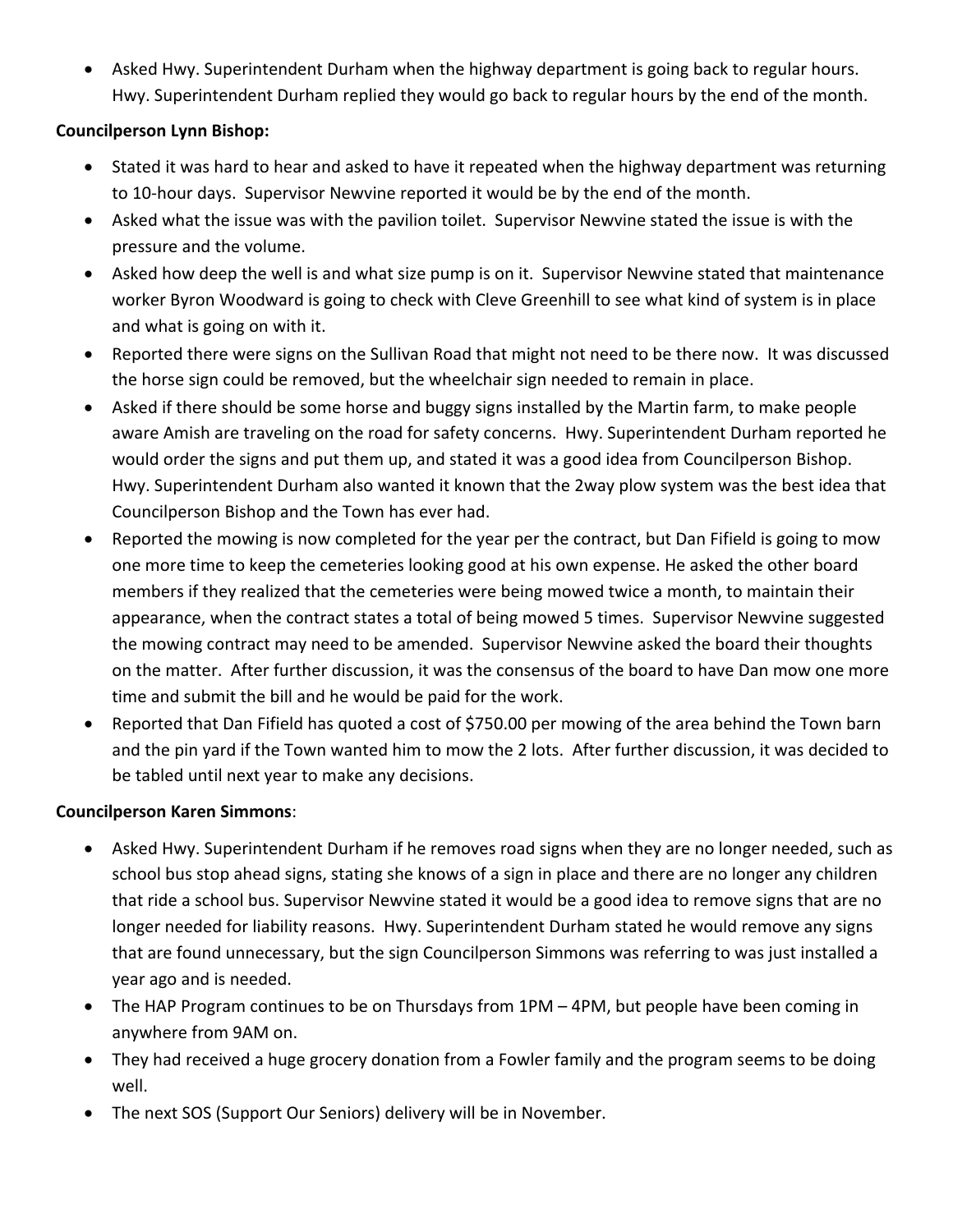- Asked Hwy. Superintendent Durham when the highway department is going back to regular hours. Hwy. Superintendent Durham replied they would go back to regular hours by the end of the month.

**Councilperson Lynn Bishop:**

- Stated it was hard to hear and asked to have it repeated when the highway department was returning to 10-hour days. Supervisor Newvine reported it would be by the end of the month.
- Asked what the issue was with the pavilion toilet. Supervisor Newvine stated the issue is with the pressure and the volume.
- Asked how deep the well is and what size pump is on it. Supervisor Newvine stated that maintenance worker Byron Woodward is going to check with Cleve Greenhill to see what kind of system is in place and what is going on with it.
- Reported there were signs on the Sullivan Road that might not need to be there now. It was discussed the horse sign could be removed, but the wheelchair sign needed to remain in place.
- Asked if there should be some horse and buggy signs installed by the Martin farm, to make people aware Amish are traveling on the road for safety concerns. Hwy. Superintendent Durham reported he would order the signs and put them up, and stated it was a good idea from Councilperson Bishop. Hwy. Superintendent Durham also wanted it known that the 2way plow system was the best idea that Councilperson Bishop and the Town has ever had.
- Reported the mowing is now completed for the year per the contract, but Dan Fifield is going to mow one more time to keep the cemeteries looking good at his own expense. He asked the other board members if they realized that the cemeteries were being mowed twice a month, to maintain their appearance, when the contract states a total of being mowed 5 times. Supervisor Newvine suggested the mowing contract may need to be amended. Supervisor Newvine asked the board their thoughts on the matter. After further discussion, it was the consensus of the board to have Dan mow one more time and submit the bill and he would be paid for the work.
- Reported that Dan Fifield has quoted a cost of $750.00 per mowing of the area behind the Town barn and the pin yard if the Town wanted him to mow the 2 lots. After further discussion, it was decided to be tabled until next year to make any decisions.

**Councilperson Karen Simmons**:

- Asked Hwy. Superintendent Durham if he removes road signs when they are no longer needed, such as school bus stop ahead signs, stating she knows of a sign in place and there are no longer any children that ride a school bus. Supervisor Newvine stated it would be a good idea to remove signs that are no longer needed for liability reasons. Hwy. Superintendent Durham stated he would remove any signs that are found unnecessary, but the sign Councilperson Simmons was referring to was just installed a year ago and is needed.
- The HAP Program continues to be on Thursdays from 1PM – 4PM, but people have been coming in anywhere from 9AM on.
- They had received a huge grocery donation from a Fowler family and the program seems to be doing well.
- The next SOS (Support Our Seniors) delivery will be in November.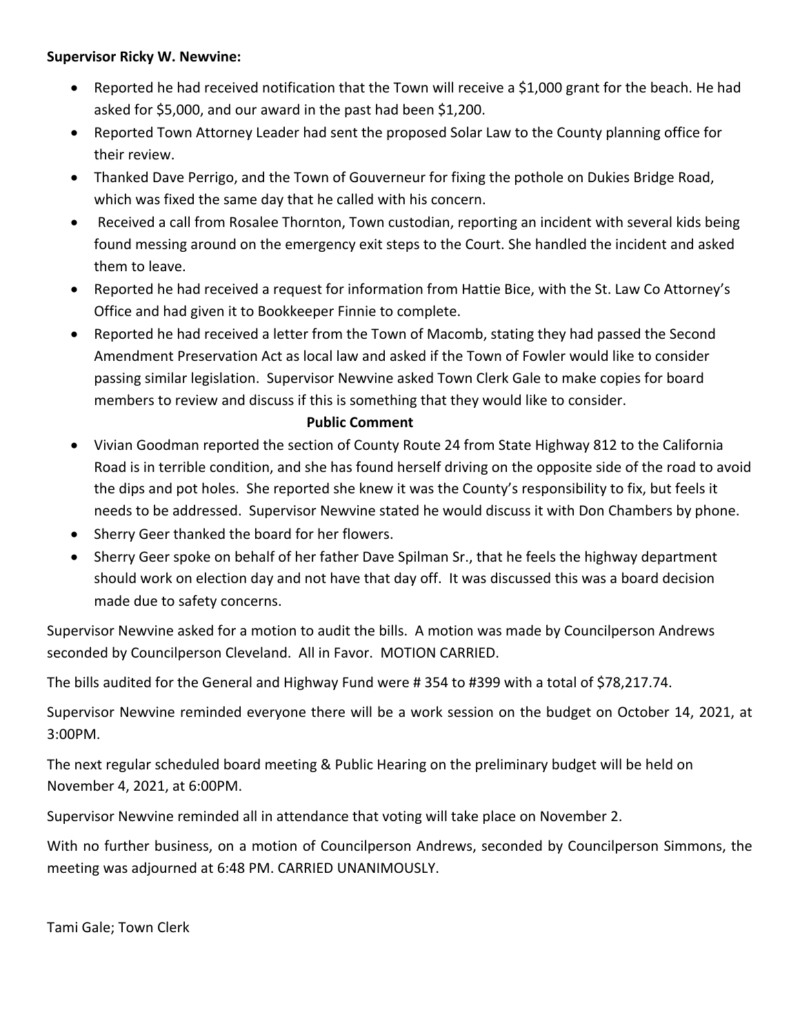**Supervisor Ricky W. Newvine:**

- Reported he had received notification that the Town will receive a $1,000 grant for the beach. He had asked for $5,000, and our award in the past had been $1,200.
- Reported Town Attorney Leader had sent the proposed Solar Law to the County planning office for their review.
- Thanked Dave Perrigo, and the Town of Gouverneur for fixing the pothole on Dukies Bridge Road, which was fixed the same day that he called with his concern.
- Received a call from Rosalee Thornton, Town custodian, reporting an incident with several kids being found messing around on the emergency exit steps to the Court. She handled the incident and asked them to leave.
- Reported he had received a request for information from Hattie Bice, with the St. Law Co Attorney's Office and had given it to Bookkeeper Finnie to complete.
- Reported he had received a letter from the Town of Macomb, stating they had passed the Second Amendment Preservation Act as local law and asked if the Town of Fowler would like to consider passing similar legislation. Supervisor Newvine asked Town Clerk Gale to make copies for board members to review and discuss if this is something that they would like to consider.

**Public Comment**

- Vivian Goodman reported the section of County Route 24 from State Highway 812 to the California Road is in terrible condition, and she has found herself driving on the opposite side of the road to avoid the dips and pot holes. She reported she knew it was the County's responsibility to fix, but feels it needs to be addressed. Supervisor Newvine stated he would discuss it with Don Chambers by phone.
- Sherry Geer thanked the board for her flowers.
- Sherry Geer spoke on behalf of her father Dave Spilman Sr., that he feels the highway department should work on election day and not have that day off. It was discussed this was a board decision made due to safety concerns.

Supervisor Newvine asked for a motion to audit the bills. A motion was made by Councilperson Andrews seconded by Councilperson Cleveland. All in Favor. MOTION CARRIED.

The bills audited for the General and Highway Fund were # 354 to #399 with a total of $78,217.74.

Supervisor Newvine reminded everyone there will be a work session on the budget on October 14, 2021, at 3:00PM.

The next regular scheduled board meeting & Public Hearing on the preliminary budget will be held on November 4, 2021, at 6:00PM.

Supervisor Newvine reminded all in attendance that voting will take place on November 2.

With no further business, on a motion of Councilperson Andrews, seconded by Councilperson Simmons, the meeting was adjourned at 6:48 PM. CARRIED UNANIMOUSLY.

Tami Gale; Town Clerk